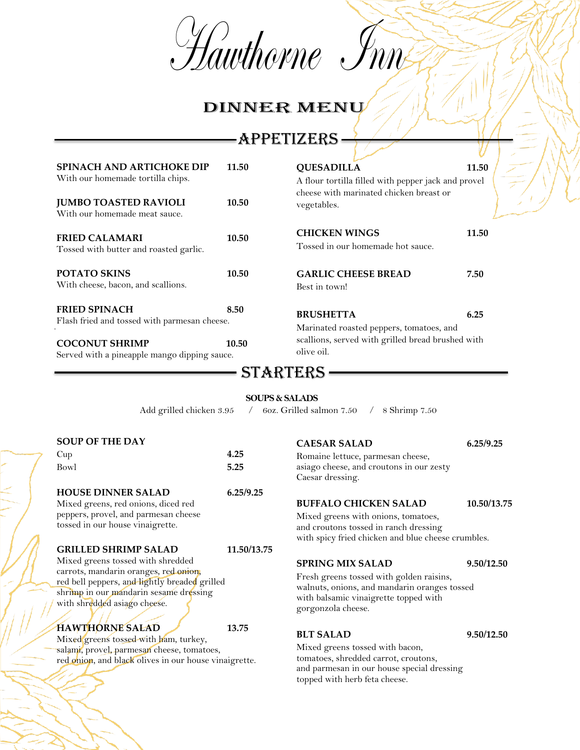# Hawthorne Inn

## DINNER MENU

## APPETIZERS

**SPINACH AND ARTICHOKE DIP** **11.50**
With our homemade tortilla chips.

**JUMBO TOASTED RAVIOLI** **10.50**
With our homemade meat sauce.

**FRIED CALAMARI** **10.50**
Tossed with butter and roasted garlic.

**POTATO SKINS** **10.50**
With cheese, bacon, and scallions.

**FRIED SPINACH** **8.50**
Flash fried and tossed with parmesan cheese.

**COCONUT SHRIMP** **10.50**
Served with a pineapple mango dipping sauce.

**QUESADILLA** **11.50**
A flour tortilla filled with pepper jack and provel cheese with marinated chicken breast or vegetables.

**CHICKEN WINGS** **11.50**
Tossed in our homemade hot sauce.

**GARLIC CHEESE BREAD** **7.50**
Best in town!

**BRUSHETTA** **6.25**
Marinated roasted peppers, tomatoes, and scallions, served with grilled bread brushed with olive oil.

## STARTERS

### SOUPS & SALADS

Add grilled chicken 3.95 / 6oz. Grilled salmon 7.50 / 8 Shrimp 7.50

**SOUP OF THE DAY**
Cup **4.25**
Bowl **5.25**

**HOUSE DINNER SALAD** **6.25/9.25**
Mixed greens, red onions, diced red peppers, provel, and parmesan cheese tossed in our house vinaigrette.

**GRILLED SHRIMP SALAD** **11.50/13.75**
Mixed greens tossed with shredded carrots, mandarin oranges, red onion, red bell peppers, and lightly breaded grilled shrimp in our mandarin sesame dressing with shredded asiago cheese.

**HAWTHORNE SALAD** **13.75**
Mixed greens tossed with ham, turkey, salami, provel, parmesan cheese, tomatoes, red onion, and black olives in our house vinaigrette.

**CAESAR SALAD** **6.25/9.25**
Romaine lettuce, parmesan cheese, asiago cheese, and croutons in our zesty Caesar dressing.

**BUFFALO CHICKEN SALAD** **10.50/13.75**
Mixed greens with onions, tomatoes, and croutons tossed in ranch dressing with spicy fried chicken and blue cheese crumbles.

**SPRING MIX SALAD** **9.50/12.50**
Fresh greens tossed with golden raisins, walnuts, onions, and mandarin oranges tossed with balsamic vinaigrette topped with gorgonzola cheese.

**BLT SALAD** **9.50/12.50**
Mixed greens tossed with bacon, tomatoes, shredded carrot, croutons, and parmesan in our house special dressing topped with herb feta cheese.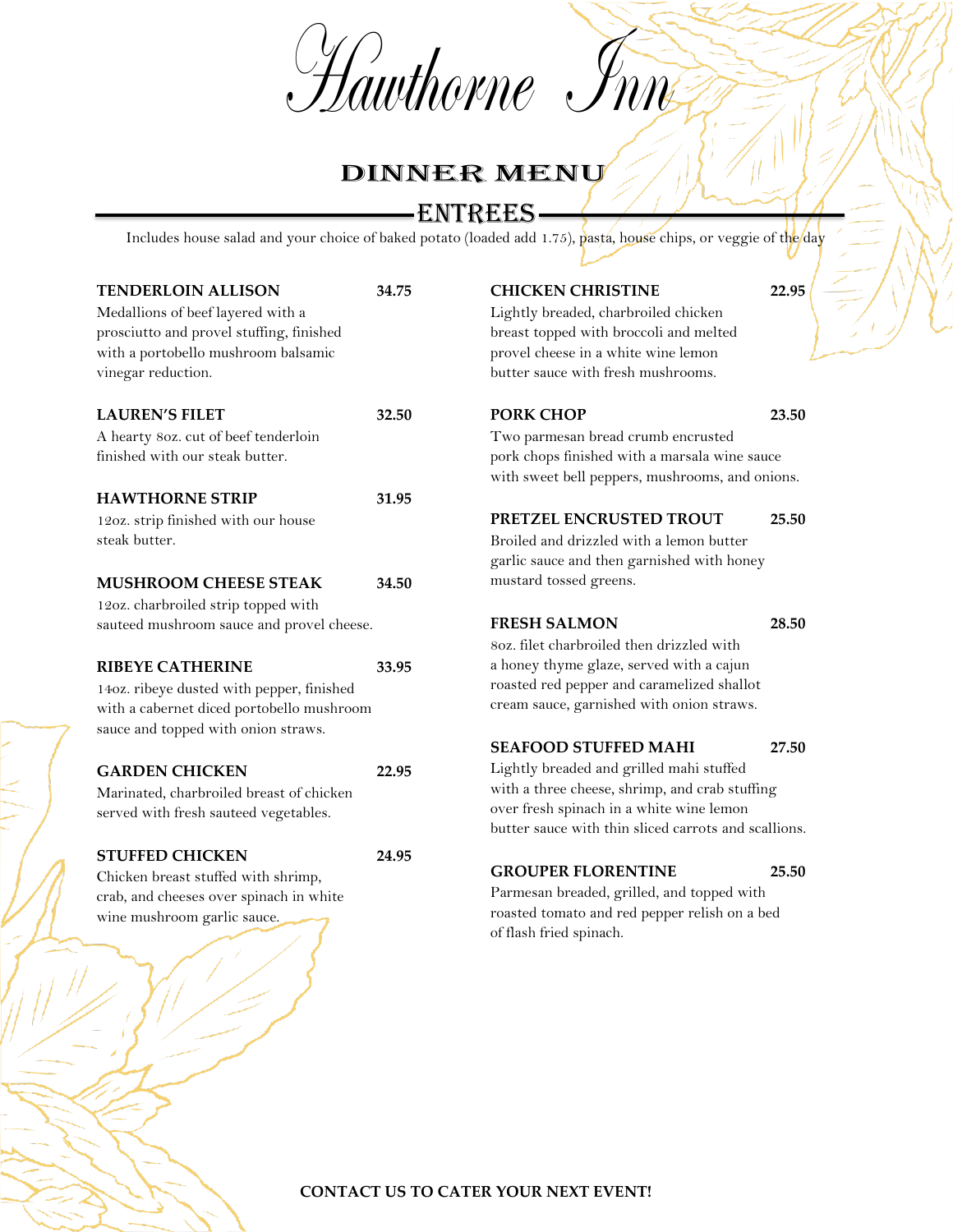# Hawthorne Inn

## DINNER MENU

### ENTREES

Includes house salad and your choice of baked potato (loaded add 1.75), pasta, house chips, or veggie of the day

**TENDERLOIN ALLISON** **34.75**
Medallions of beef layered with a prosciutto and provel stuffing, finished with a portobello mushroom balsamic vinegar reduction.

**LAUREN'S FILET** **32.50**
A hearty 8oz. cut of beef tenderloin finished with our steak butter.

**HAWTHORNE STRIP** **31.95**
12oz. strip finished with our house steak butter.

**MUSHROOM CHEESE STEAK** **34.50**
12oz. charbroiled strip topped with sauteed mushroom sauce and provel cheese.

**RIBEYE CATHERINE** **33.95**
14oz. ribeye dusted with pepper, finished with a cabernet diced portobello mushroom sauce and topped with onion straws.

**GARDEN CHICKEN** **22.95**
Marinated, charbroiled breast of chicken served with fresh sauteed vegetables.

**STUFFED CHICKEN** **24.95**
Chicken breast stuffed with shrimp, crab, and cheeses over spinach in white wine mushroom garlic sauce.

**CHICKEN CHRISTINE** **22.95**
Lightly breaded, charbroiled chicken breast topped with broccoli and melted provel cheese in a white wine lemon butter sauce with fresh mushrooms.

**PORK CHOP** **23.50**
Two parmesan bread crumb encrusted pork chops finished with a marsala wine sauce with sweet bell peppers, mushrooms, and onions.

**PRETZEL ENCRUSTED TROUT** **25.50**
Broiled and drizzled with a lemon butter garlic sauce and then garnished with honey mustard tossed greens.

**FRESH SALMON** **28.50**
8oz. filet charbroiled then drizzled with a honey thyme glaze, served with a cajun roasted red pepper and caramelized shallot cream sauce, garnished with onion straws.

**SEAFOOD STUFFED MAHI** **27.50**
Lightly breaded and grilled mahi stuffed with a three cheese, shrimp, and crab stuffing over fresh spinach in a white wine lemon butter sauce with thin sliced carrots and scallions.

**GROUPER FLORENTINE** **25.50**
Parmesan breaded, grilled, and topped with roasted tomato and red pepper relish on a bed of flash fried spinach.

**CONTACT US TO CATER YOUR NEXT EVENT!**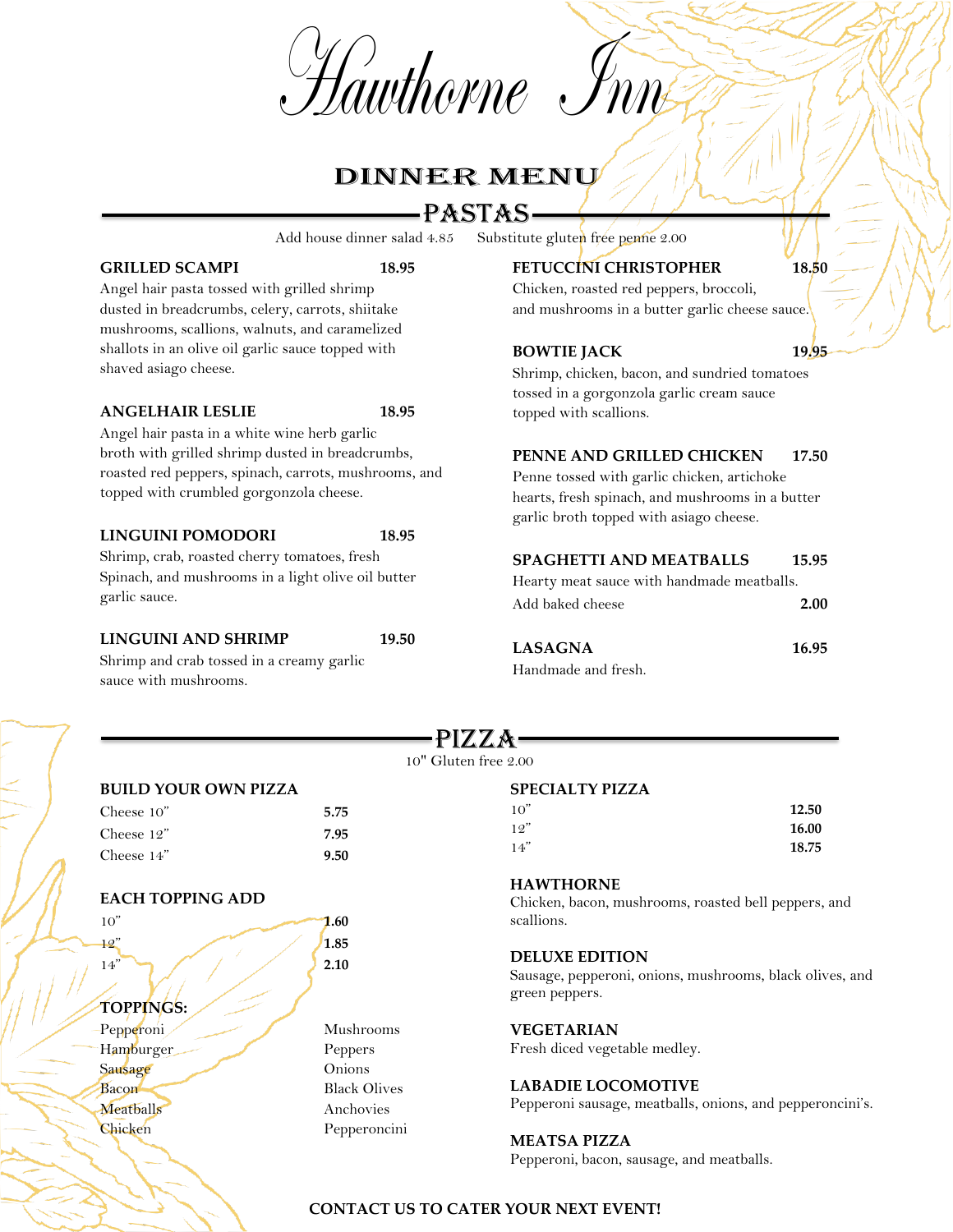# Hawthorne Inn

## DINNER MENU

## PASTAS

Add house dinner salad 4.85 Substitute gluten free penne 2.00

**GRILLED SCAMPI** **18.95**
Angel hair pasta tossed with grilled shrimp dusted in breadcrumbs, celery, carrots, shiitake mushrooms, scallions, walnuts, and caramelized shallots in an olive oil garlic sauce topped with shaved asiago cheese.

**ANGELHAIR LESLIE** **18.95**
Angel hair pasta in a white wine herb garlic broth with grilled shrimp dusted in breadcrumbs, roasted red peppers, spinach, carrots, mushrooms, and topped with crumbled gorgonzola cheese.

**LINGUINI POMODORI** **18.95**
Shrimp, crab, roasted cherry tomatoes, fresh Spinach, and mushrooms in a light olive oil butter garlic sauce.

**LINGUINI AND SHRIMP** **19.50**
Shrimp and crab tossed in a creamy garlic sauce with mushrooms.

**FETUCCINI CHRISTOPHER** **18.50**
Chicken, roasted red peppers, broccoli, and mushrooms in a butter garlic cheese sauce.

**BOWTIE JACK** **19.95**
Shrimp, chicken, bacon, and sundried tomatoes tossed in a gorgonzola garlic cream sauce topped with scallions.

**PENNE AND GRILLED CHICKEN** **17.50**
Penne tossed with garlic chicken, artichoke hearts, fresh spinach, and mushrooms in a butter garlic broth topped with asiago cheese.

**SPAGHETTI AND MEATBALLS** **15.95**
Hearty meat sauce with handmade meatballs.
Add baked cheese **2.00**

**LASAGNA** **16.95**
Handmade and fresh.

## PIZZA

10" Gluten free 2.00

**BUILD YOUR OWN PIZZA**

| | |
|---|---|
| Cheese 10" | **5.75** |
| Cheese 12" | **7.95** |
| Cheese 14" | **9.50** |

**EACH TOPPING ADD**

| | |
|---|---|
| 10" | **1.60** |
| 12" | **1.85** |
| 14" | **2.10** |

**TOPPINGS:**

| | |
|---|---|
| Pepperoni | Mushrooms |
| Hamburger | Peppers |
| Sausage | Onions |
| Bacon | Black Olives |
| Meatballs | Anchovies |
| Chicken | Pepperoncini |

**SPECIALTY PIZZA**

| | |
|---|---|
| 10" | **12.50** |
| 12" | **16.00** |
| 14" | **18.75** |

**HAWTHORNE**
Chicken, bacon, mushrooms, roasted bell peppers, and scallions.

**DELUXE EDITION**
Sausage, pepperoni, onions, mushrooms, black olives, and green peppers.

**VEGETARIAN**
Fresh diced vegetable medley.

**LABADIE LOCOMOTIVE**
Pepperoni sausage, meatballs, onions, and pepperoncini's.

**MEATSA PIZZA**
Pepperoni, bacon, sausage, and meatballs.

**CONTACT US TO CATER YOUR NEXT EVENT!**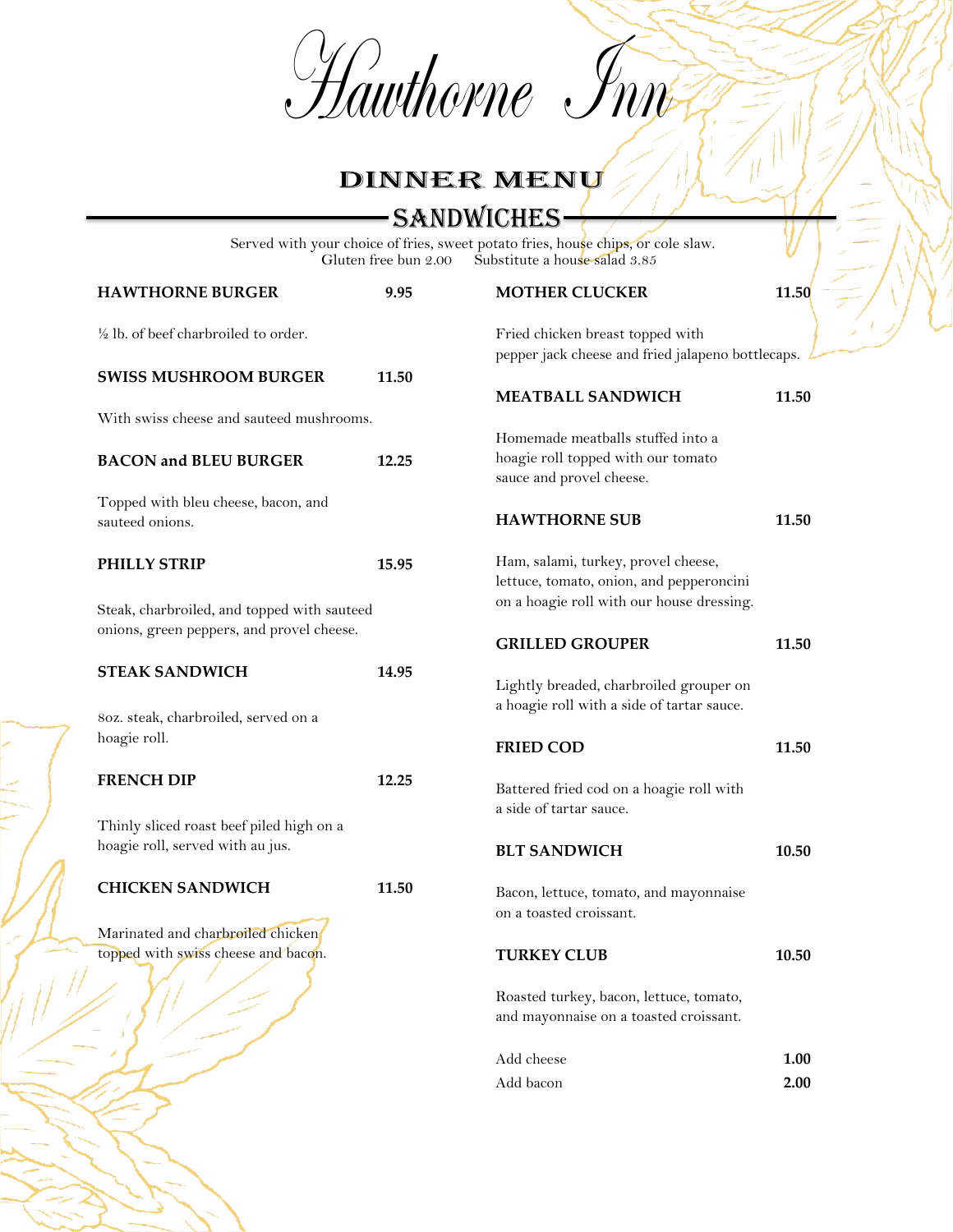# Hawthorne Inn

## DINNER MENU

### SANDWICHES

Served with your choice of fries, sweet potato fries, house chips, or cole slaw.
Gluten free bun 2.00 Substitute a house salad 3.85

**HAWTHORNE BURGER** **9.95**

½ lb. of beef charbroiled to order.

**SWISS MUSHROOM BURGER** **11.50**

With swiss cheese and sauteed mushrooms.

**BACON and BLEU BURGER** **12.25**

Topped with bleu cheese, bacon, and sauteed onions.

**PHILLY STRIP** **15.95**

Steak, charbroiled, and topped with sauteed onions, green peppers, and provel cheese.

**STEAK SANDWICH** **14.95**

8oz. steak, charbroiled, served on a hoagie roll.

**FRENCH DIP** **12.25**

Thinly sliced roast beef piled high on a hoagie roll, served with au jus.

**CHICKEN SANDWICH** **11.50**

Marinated and charbroiled chicken topped with swiss cheese and bacon.

**MOTHER CLUCKER** **11.50**

Fried chicken breast topped with pepper jack cheese and fried jalapeno bottlecaps.

**MEATBALL SANDWICH** **11.50**

Homemade meatballs stuffed into a hoagie roll topped with our tomato sauce and provel cheese.

**HAWTHORNE SUB** **11.50**

Ham, salami, turkey, provel cheese, lettuce, tomato, onion, and pepperoncini on a hoagie roll with our house dressing.

**GRILLED GROUPER** **11.50**

Lightly breaded, charbroiled grouper on a hoagie roll with a side of tartar sauce.

**FRIED COD** **11.50**

Battered fried cod on a hoagie roll with a side of tartar sauce.

**BLT SANDWICH** **10.50**

Bacon, lettuce, tomato, and mayonnaise on a toasted croissant.

**TURKEY CLUB** **10.50**

Roasted turkey, bacon, lettuce, tomato, and mayonnaise on a toasted croissant.

Add cheese **1.00**
Add bacon **2.00**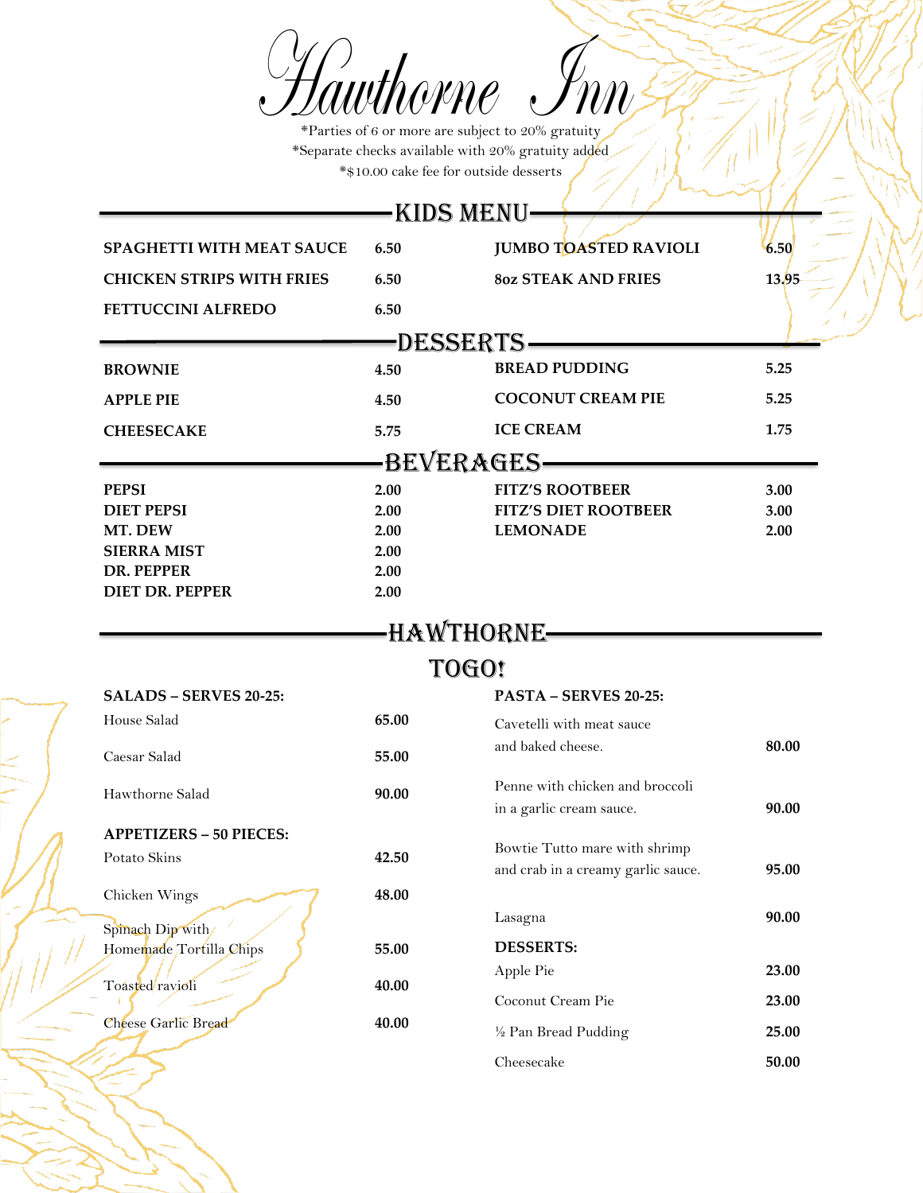# Hawthorne Inn

*Parties of 6 or more are subject to 20% gratuity
*Separate checks available with 20% gratuity added
*$10.00 cake fee for outside desserts

## KIDS MENU

| | | | |
|---|---|---|---|
| **SPAGHETTI WITH MEAT SAUCE** | **6.50** | **JUMBO TOASTED RAVIOLI** | **6.50** |
| **CHICKEN STRIPS WITH FRIES** | **6.50** | **8oz STEAK AND FRIES** | **13.95** |
| **FETTUCCINI ALFREDO** | **6.50** | | |

## DESSERTS

| | | | |
|---|---|---|---|
| **BROWNIE** | **4.50** | **BREAD PUDDING** | **5.25** |
| **APPLE PIE** | **4.50** | **COCONUT CREAM PIE** | **5.25** |
| **CHEESECAKE** | **5.75** | **ICE CREAM** | **1.75** |

## BEVERAGES

| | | | |
|---|---|---|---|
| **PEPSI** | **2.00** | **FITZ'S ROOTBEER** | **3.00** |
| **DIET PEPSI** | **2.00** | **FITZ'S DIET ROOTBEER** | **3.00** |
| **MT. DEW** | **2.00** | **LEMONADE** | **2.00** |
| **SIERRA MIST** | **2.00** | | |
| **DR. PEPPER** | **2.00** | | |
| **DIET DR. PEPPER** | **2.00** | | |

## HAWTHORNE TOGO!

**SALADS – SERVES 20-25:**

| | |
|---|---|
| House Salad | **65.00** |
| Caesar Salad | **55.00** |
| Hawthorne Salad | **90.00** |

**APPETIZERS – 50 PIECES:**

| | |
|---|---|
| Potato Skins | **42.50** |
| Chicken Wings | **48.00** |
| Spinach Dip with Homemade Tortilla Chips | **55.00** |
| Toasted ravioli | **40.00** |
| Cheese Garlic Bread | **40.00** |

**PASTA – SERVES 20-25:**

| | |
|---|---|
| Cavetelli with meat sauce and baked cheese. | **80.00** |
| Penne with chicken and broccoli in a garlic cream sauce. | **90.00** |
| Bowtie Tutto mare with shrimp and crab in a creamy garlic sauce. | **95.00** |
| Lasagna | **90.00** |

**DESSERTS:**

| | |
|---|---|
| Apple Pie | **23.00** |
| Coconut Cream Pie | **23.00** |
| ½ Pan Bread Pudding | **25.00** |
| Cheesecake | **50.00** |